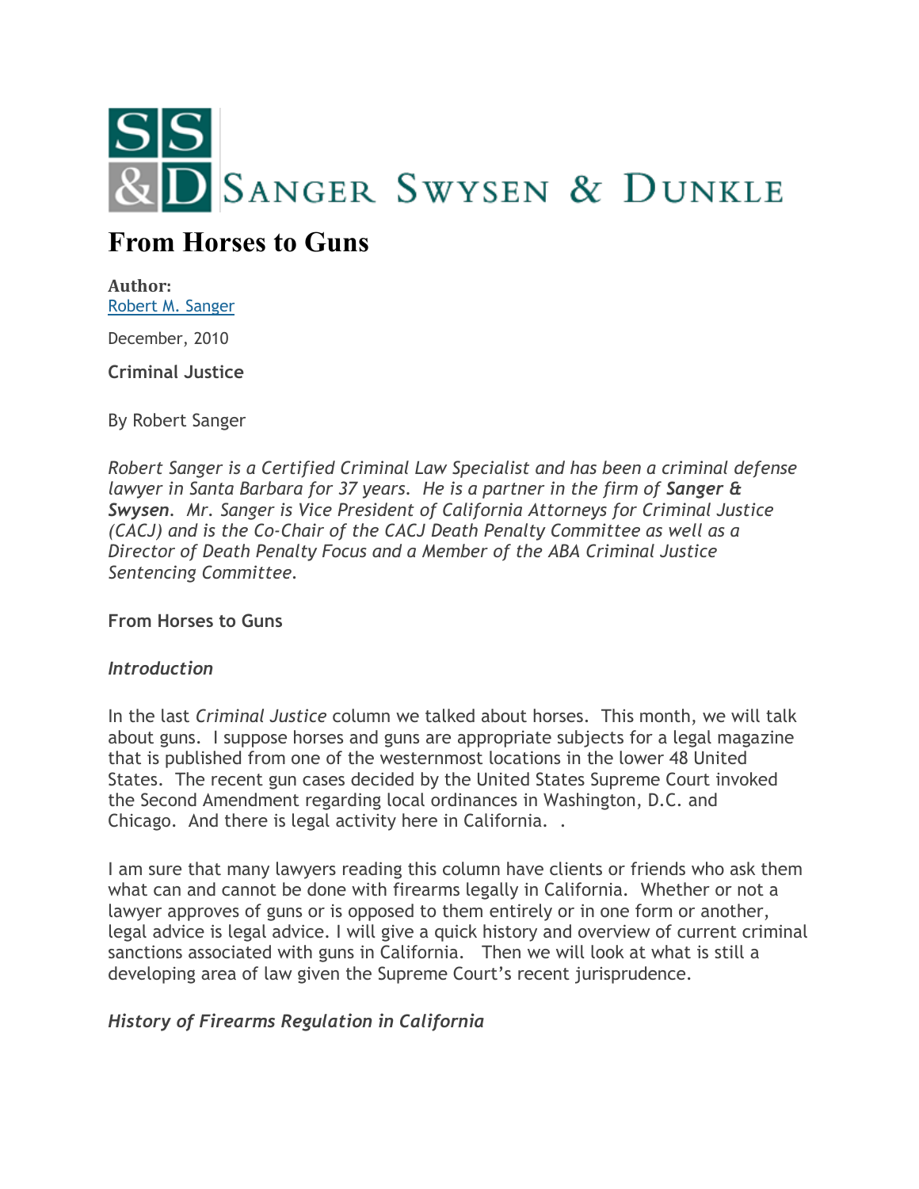SANGER SWYSEN & DUNKLE

# From Horses to Guns

**Author:**
Robert M. Sanger

December, 2010

**Criminal Justice**

By Robert Sanger

*Robert Sanger is a Certified Criminal Law Specialist and has been a criminal defense lawyer in Santa Barbara for 37 years. He is a partner in the firm of **Sanger & Swysen**. Mr. Sanger is Vice President of California Attorneys for Criminal Justice (CACJ) and is the Co-Chair of the CACJ Death Penalty Committee as well as a Director of Death Penalty Focus and a Member of the ABA Criminal Justice Sentencing Committee.*

**From Horses to Guns**

***Introduction***

In the last *Criminal Justice* column we talked about horses. This month, we will talk about guns. I suppose horses and guns are appropriate subjects for a legal magazine that is published from one of the westernmost locations in the lower 48 United States. The recent gun cases decided by the United States Supreme Court invoked the Second Amendment regarding local ordinances in Washington, D.C. and Chicago. And there is legal activity here in California. .

I am sure that many lawyers reading this column have clients or friends who ask them what can and cannot be done with firearms legally in California. Whether or not a lawyer approves of guns or is opposed to them entirely or in one form or another, legal advice is legal advice. I will give a quick history and overview of current criminal sanctions associated with guns in California. Then we will look at what is still a developing area of law given the Supreme Court's recent jurisprudence.

***History of Firearms Regulation in California***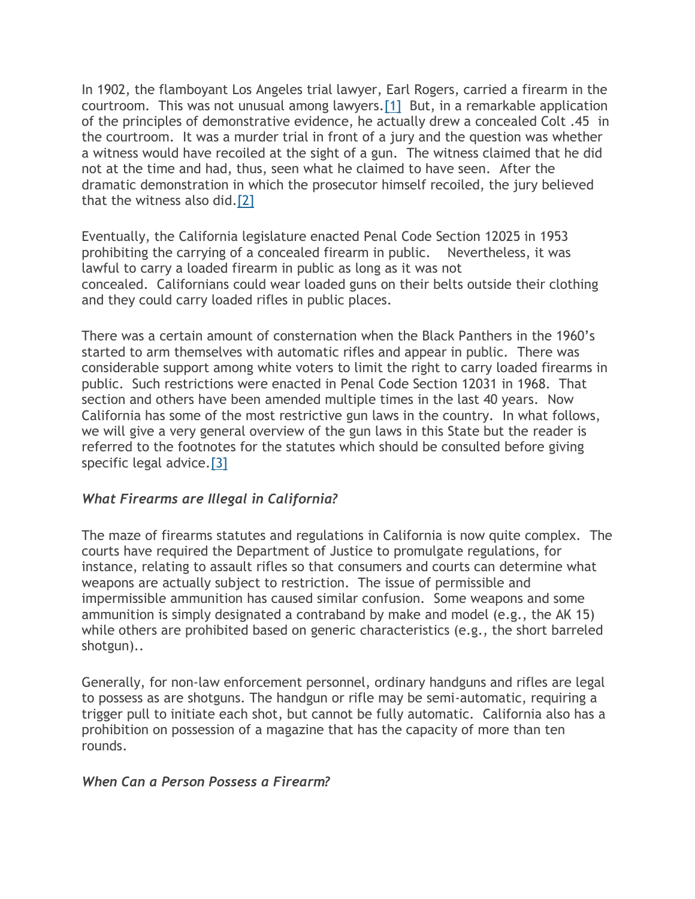In 1902, the flamboyant Los Angeles trial lawyer, Earl Rogers, carried a firearm in the courtroom. This was not unusual among lawyers.[1] But, in a remarkable application of the principles of demonstrative evidence, he actually drew a concealed Colt .45 in the courtroom. It was a murder trial in front of a jury and the question was whether a witness would have recoiled at the sight of a gun. The witness claimed that he did not at the time and had, thus, seen what he claimed to have seen. After the dramatic demonstration in which the prosecutor himself recoiled, the jury believed that the witness also did.[2]

Eventually, the California legislature enacted Penal Code Section 12025 in 1953 prohibiting the carrying of a concealed firearm in public. Nevertheless, it was lawful to carry a loaded firearm in public as long as it was not concealed. Californians could wear loaded guns on their belts outside their clothing and they could carry loaded rifles in public places.

There was a certain amount of consternation when the Black Panthers in the 1960's started to arm themselves with automatic rifles and appear in public. There was considerable support among white voters to limit the right to carry loaded firearms in public. Such restrictions were enacted in Penal Code Section 12031 in 1968. That section and others have been amended multiple times in the last 40 years. Now California has some of the most restrictive gun laws in the country. In what follows, we will give a very general overview of the gun laws in this State but the reader is referred to the footnotes for the statutes which should be consulted before giving specific legal advice.[3]

### *What Firearms are Illegal in California?*

The maze of firearms statutes and regulations in California is now quite complex. The courts have required the Department of Justice to promulgate regulations, for instance, relating to assault rifles so that consumers and courts can determine what weapons are actually subject to restriction. The issue of permissible and impermissible ammunition has caused similar confusion. Some weapons and some ammunition is simply designated a contraband by make and model (e.g., the AK 15) while others are prohibited based on generic characteristics (e.g., the short barreled shotgun)..

Generally, for non-law enforcement personnel, ordinary handguns and rifles are legal to possess as are shotguns. The handgun or rifle may be semi-automatic, requiring a trigger pull to initiate each shot, but cannot be fully automatic. California also has a prohibition on possession of a magazine that has the capacity of more than ten rounds.

### *When Can a Person Possess a Firearm?*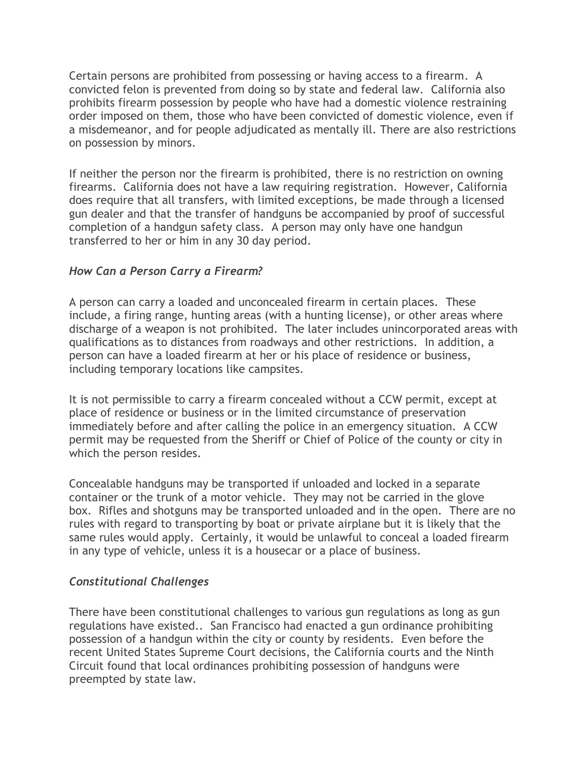Certain persons are prohibited from possessing or having access to a firearm. A convicted felon is prevented from doing so by state and federal law. California also prohibits firearm possession by people who have had a domestic violence restraining order imposed on them, those who have been convicted of domestic violence, even if a misdemeanor, and for people adjudicated as mentally ill. There are also restrictions on possession by minors.

If neither the person nor the firearm is prohibited, there is no restriction on owning firearms. California does not have a law requiring registration. However, California does require that all transfers, with limited exceptions, be made through a licensed gun dealer and that the transfer of handguns be accompanied by proof of successful completion of a handgun safety class. A person may only have one handgun transferred to her or him in any 30 day period.

### *How Can a Person Carry a Firearm?*

A person can carry a loaded and unconcealed firearm in certain places. These include, a firing range, hunting areas (with a hunting license), or other areas where discharge of a weapon is not prohibited. The later includes unincorporated areas with qualifications as to distances from roadways and other restrictions. In addition, a person can have a loaded firearm at her or his place of residence or business, including temporary locations like campsites.

It is not permissible to carry a firearm concealed without a CCW permit, except at place of residence or business or in the limited circumstance of preservation immediately before and after calling the police in an emergency situation. A CCW permit may be requested from the Sheriff or Chief of Police of the county or city in which the person resides.

Concealable handguns may be transported if unloaded and locked in a separate container or the trunk of a motor vehicle. They may not be carried in the glove box. Rifles and shotguns may be transported unloaded and in the open. There are no rules with regard to transporting by boat or private airplane but it is likely that the same rules would apply. Certainly, it would be unlawful to conceal a loaded firearm in any type of vehicle, unless it is a housecar or a place of business.

### *Constitutional Challenges*

There have been constitutional challenges to various gun regulations as long as gun regulations have existed.. San Francisco had enacted a gun ordinance prohibiting possession of a handgun within the city or county by residents. Even before the recent United States Supreme Court decisions, the California courts and the Ninth Circuit found that local ordinances prohibiting possession of handguns were preempted by state law.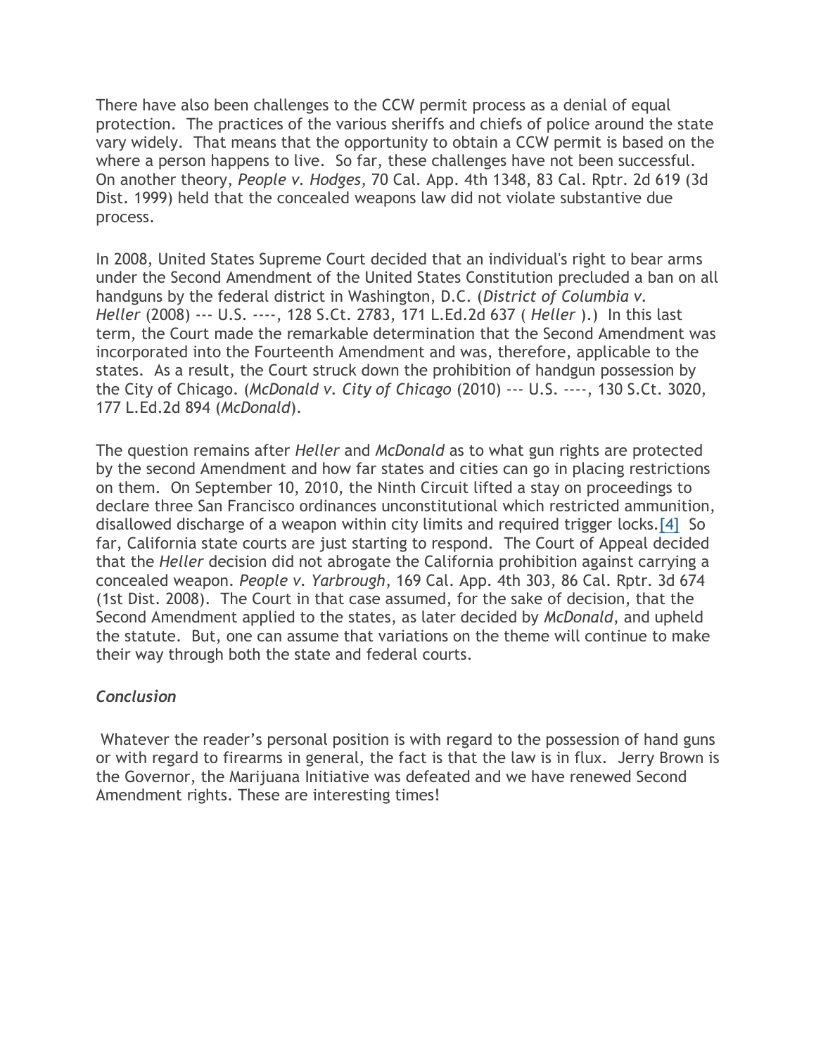There have also been challenges to the CCW permit process as a denial of equal protection. The practices of the various sheriffs and chiefs of police around the state vary widely. That means that the opportunity to obtain a CCW permit is based on the where a person happens to live. So far, these challenges have not been successful. On another theory, *People v. Hodges*, 70 Cal. App. 4th 1348, 83 Cal. Rptr. 2d 619 (3d Dist. 1999) held that the concealed weapons law did not violate substantive due process.

In 2008, United States Supreme Court decided that an individual's right to bear arms under the Second Amendment of the United States Constitution precluded a ban on all handguns by the federal district in Washington, D.C. (*District of Columbia v. Heller* (2008) --- U.S. ----, 128 S.Ct. 2783, 171 L.Ed.2d 637 ( *Heller* ).) In this last term, the Court made the remarkable determination that the Second Amendment was incorporated into the Fourteenth Amendment and was, therefore, applicable to the states. As a result, the Court struck down the prohibition of handgun possession by the City of Chicago. (*McDonald v. City of Chicago* (2010) --- U.S. ----, 130 S.Ct. 3020, 177 L.Ed.2d 894 (*McDonald*).

The question remains after *Heller* and *McDonald* as to what gun rights are protected by the second Amendment and how far states and cities can go in placing restrictions on them. On September 10, 2010, the Ninth Circuit lifted a stay on proceedings to declare three San Francisco ordinances unconstitutional which restricted ammunition, disallowed discharge of a weapon within city limits and required trigger locks.[4] So far, California state courts are just starting to respond. The Court of Appeal decided that the *Heller* decision did not abrogate the California prohibition against carrying a concealed weapon. *People v. Yarbrough*, 169 Cal. App. 4th 303, 86 Cal. Rptr. 3d 674 (1st Dist. 2008). The Court in that case assumed, for the sake of decision, that the Second Amendment applied to the states, as later decided by *McDonald*, and upheld the statute. But, one can assume that variations on the theme will continue to make their way through both the state and federal courts.

***Conclusion***

Whatever the reader's personal position is with regard to the possession of hand guns or with regard to firearms in general, the fact is that the law is in flux. Jerry Brown is the Governor, the Marijuana Initiative was defeated and we have renewed Second Amendment rights. These are interesting times!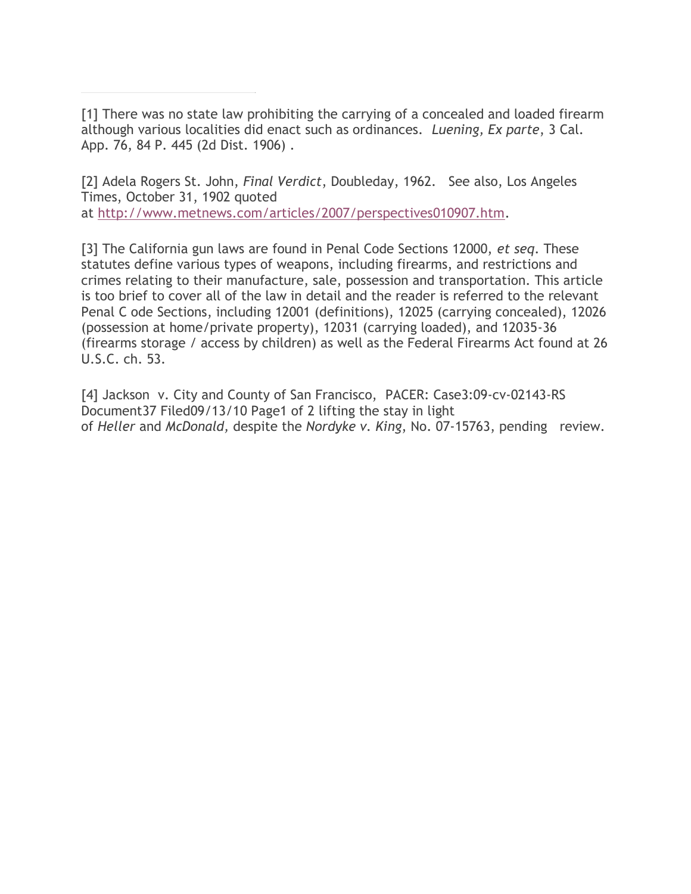---

[1] There was no state law prohibiting the carrying of a concealed and loaded firearm although various localities did enact such as ordinances. *Luening, Ex parte*, 3 Cal. App. 76, 84 P. 445 (2d Dist. 1906) .

[2] Adela Rogers St. John, *Final Verdict*, Doubleday, 1962. See also, Los Angeles Times, October 31, 1902 quoted at [http://www.metnews.com/articles/2007/perspectives010907.htm](http://www.metnews.com/articles/2007/perspectives010907.htm).

[3] The California gun laws are found in Penal Code Sections 12000, *et seq*. These statutes define various types of weapons, including firearms, and restrictions and crimes relating to their manufacture, sale, possession and transportation. This article is too brief to cover all of the law in detail and the reader is referred to the relevant Penal C ode Sections, including 12001 (definitions), 12025 (carrying concealed), 12026 (possession at home/private property), 12031 (carrying loaded), and 12035-36 (firearms storage / access by children) as well as the Federal Firearms Act found at 26 U.S.C. ch. 53.

[4] Jackson v. City and County of San Francisco, PACER: Case3:09-cv-02143-RS Document37 Filed09/13/10 Page1 of 2 lifting the stay in light of *Heller* and *McDonald,* despite the *Nordyke v. King*, No. 07-15763, pending review.